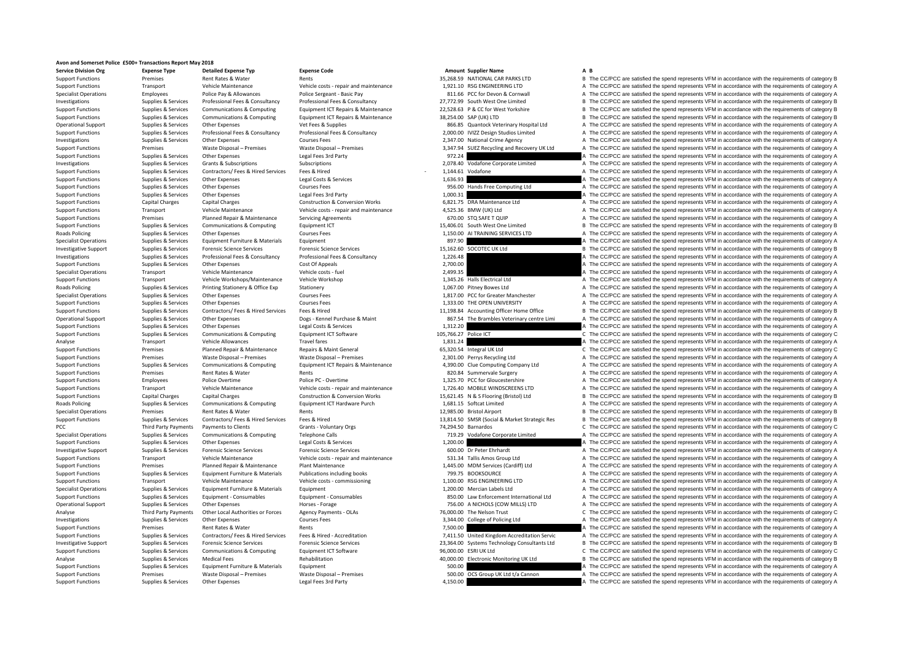# Avon and Somerset Police £500+ Transactions Report May 2018

| Service Division Org | Expense Type | Detailed Expense Typ | Expense Code | Amount | Supplier Name | A | B |
|---|---|---|---|---|---|---|---|
| Support Functions | Premises | Rent Rates & Water | Rents | 35,268.59 | NATIONAL CAR PARKS LTD | B | The CC/PCC are satisfied the spend represents VFM in accordance with the requirements of category B |
| Support Functions | Transport | Vehicle Maintenance | Vehicle costs - repair and maintenance | 1,921.10 | RSG ENGINEERING LTD | A | The CC/PCC are satisfied the spend represents VFM in accordance with the requirements of category A |
| Specialist Operations | Employees | Police Pay & Allowances | Police Sergeant - Basic Pay | 811.66 | PCC for Devon & Cornwall | A | The CC/PCC are satisfied the spend represents VFM in accordance with the requirements of category A |
| Investigations | Supplies & Services | Professional Fees & Consultancy | Professional Fees & Consultancy | 27,772.99 | South West One Limited | B | The CC/PCC are satisfied the spend represents VFM in accordance with the requirements of category B |
| Support Functions | Supplies & Services | Communications & Computing | Equipment ICT Repairs & Maintenance | 22,528.63 | P & CC for West Yorkshire | B | The CC/PCC are satisfied the spend represents VFM in accordance with the requirements of category B |
| Support Functions | Supplies & Services | Communications & Computing | Equipment ICT Repairs & Maintenance | 38,254.00 | SAP (UK) LTD | B | The CC/PCC are satisfied the spend represents VFM in accordance with the requirements of category B |
| Operational Support | Supplies & Services | Other Expenses | Vet Fees & Supplies | 866.85 | Quantock Veterinary Hospital Ltd | A | The CC/PCC are satisfied the spend represents VFM in accordance with the requirements of category A |
| Support Functions | Supplies & Services | Professional Fees & Consultancy | Professional Fees & Consultancy | 2,000.00 | IVIZZ Design Studios Limited | A | The CC/PCC are satisfied the spend represents VFM in accordance with the requirements of category A |
| Investigations | Supplies & Services | Other Expenses | Courses Fees | 2,347.00 | National Crime Agency | A | The CC/PCC are satisfied the spend represents VFM in accordance with the requirements of category A |
| Support Functions | Premises | Waste Disposal – Premises | Waste Disposal – Premises | 3,347.94 | SUEZ Recycling and Recovery UK Ltd | A | The CC/PCC are satisfied the spend represents VFM in accordance with the requirements of category A |
| Support Functions | Supplies & Services | Other Expenses | Legal Fees 3rd Party | 972.24 | | A | The CC/PCC are satisfied the spend represents VFM in accordance with the requirements of category A |
| Investigations | Supplies & Services | Grants & Subscriptions | Subscriptions | 2,078.40 | Vodafone Corporate Limited | A | The CC/PCC are satisfied the spend represents VFM in accordance with the requirements of category A |
| Support Functions | Supplies & Services | Contractors/ Fees & Hired Services | Fees & Hired | -1,144.61 | Vodafone | A | The CC/PCC are satisfied the spend represents VFM in accordance with the requirements of category A |
| Support Functions | Supplies & Services | Other Expenses | Legal Costs & Services | 1,636.93 | | A | The CC/PCC are satisfied the spend represents VFM in accordance with the requirements of category A |
| Support Functions | Supplies & Services | Other Expenses | Courses Fees | 956.00 | Hands Free Computing Ltd | A | The CC/PCC are satisfied the spend represents VFM in accordance with the requirements of category A |
| Support Functions | Supplies & Services | Other Expenses | Legal Fees 3rd Party | 1,000.31 | | A | The CC/PCC are satisfied the spend represents VFM in accordance with the requirements of category A |
| Support Functions | Capital Charges | Capital Charges | Construction & Conversion Works | 6,821.75 | DRA Maintenance Ltd | A | The CC/PCC are satisfied the spend represents VFM in accordance with the requirements of category A |
| Support Functions | Transport | Vehicle Maintenance | Vehicle costs - repair and maintenance | 4,525.36 | BMW (UK) Ltd | A | The CC/PCC are satisfied the spend represents VFM in accordance with the requirements of category A |
| Support Functions | Premises | Planned Repair & Maintenance | Servicing Agreements | 670.00 | STQ SAFE T QUIP | A | The CC/PCC are satisfied the spend represents VFM in accordance with the requirements of category A |
| Support Functions | Supplies & Services | Communications & Computing | Equipment ICT | 15,406.01 | South West One Limited | B | The CC/PCC are satisfied the spend represents VFM in accordance with the requirements of category B |
| Roads Policing | Supplies & Services | Other Expenses | Courses Fees | 1,150.00 | AI TRAINING SERVICES LTD | A | The CC/PCC are satisfied the spend represents VFM in accordance with the requirements of category A |
| Specialist Operations | Supplies & Services | Equipment Furniture & Materials | Equipment | 897.90 | | A | The CC/PCC are satisfied the spend represents VFM in accordance with the requirements of category A |
| Investigative Support | Supplies & Services | Forensic Science Services | Forensic Science Services | 15,162.60 | SOCOTEC UK Ltd | B | The CC/PCC are satisfied the spend represents VFM in accordance with the requirements of category B |
| Investigations | Supplies & Services | Professional Fees & Consultancy | Professional Fees & Consultancy | 1,226.48 | | A | The CC/PCC are satisfied the spend represents VFM in accordance with the requirements of category A |
| Support Functions | Supplies & Services | Other Expenses | Cost Of Appeals | 2,700.00 | | A | The CC/PCC are satisfied the spend represents VFM in accordance with the requirements of category A |
| Specialist Operations | Transport | Vehicle Maintenance | Vehicle costs - fuel | 2,499.35 | | A | The CC/PCC are satisfied the spend represents VFM in accordance with the requirements of category A |
| Support Functions | Transport | Vehicle Workshops/Maintenance | Vehicle Workshop | 1,345.26 | Halls Electrical Ltd | A | The CC/PCC are satisfied the spend represents VFM in accordance with the requirements of category A |
| Roads Policing | Supplies & Services | Printing Stationery & Office Exp | Stationery | 1,067.00 | Pitney Bowes Ltd | A | The CC/PCC are satisfied the spend represents VFM in accordance with the requirements of category A |
| Specialist Operations | Supplies & Services | Other Expenses | Courses Fees | 1,817.00 | PCC for Greater Manchester | A | The CC/PCC are satisfied the spend represents VFM in accordance with the requirements of category A |
| Support Functions | Supplies & Services | Other Expenses | Courses Fees | 1,333.00 | THE OPEN UNIVERSITY | A | The CC/PCC are satisfied the spend represents VFM in accordance with the requirements of category A |
| Support Functions | Supplies & Services | Contractors/ Fees & Hired Services | Fees & Hired | 11,198.84 | Accounting Officer Home Office | B | The CC/PCC are satisfied the spend represents VFM in accordance with the requirements of category B |
| Operational Support | Supplies & Services | Other Expenses | Dogs - Kennel Purchase & Maint | 867.54 | The Brambles Veterinary centre Limi | A | The CC/PCC are satisfied the spend represents VFM in accordance with the requirements of category A |
| Support Functions | Supplies & Services | Other Expenses | Legal Costs & Services | 1,312.20 | | A | The CC/PCC are satisfied the spend represents VFM in accordance with the requirements of category A |
| Support Functions | Supplies & Services | Communications & Computing | Equipment ICT Software | 105,766.27 | Police ICT | C | The CC/PCC are satisfied the spend represents VFM in accordance with the requirements of category C |
| Analyse | Transport | Vehicle Allowances | Travel fares | 1,831.24 | | A | The CC/PCC are satisfied the spend represents VFM in accordance with the requirements of category A |
| Support Functions | Premises | Planned Repair & Maintenance | Repairs & Maint General | 65,320.54 | Integral UK Ltd | C | The CC/PCC are satisfied the spend represents VFM in accordance with the requirements of category C |
| Support Functions | Premises | Waste Disposal – Premises | Waste Disposal – Premises | 2,301.00 | Perrys Recycling Ltd | A | The CC/PCC are satisfied the spend represents VFM in accordance with the requirements of category A |
| Support Functions | Supplies & Services | Communications & Computing | Equipment ICT Repairs & Maintenance | 4,390.00 | Clue Computing Company Ltd | A | The CC/PCC are satisfied the spend represents VFM in accordance with the requirements of category A |
| Support Functions | Premises | Rent Rates & Water | Rents | 820.84 | Summervale Surgery | A | The CC/PCC are satisfied the spend represents VFM in accordance with the requirements of category A |
| Support Functions | Employees | Police Overtime | Police PC - Overtime | 1,325.70 | PCC for Gloucestershire | A | The CC/PCC are satisfied the spend represents VFM in accordance with the requirements of category A |
| Support Functions | Transport | Vehicle Maintenance | Vehicle costs - repair and maintenance | 1,726.40 | MOBILE WINDSCREENS LTD | A | The CC/PCC are satisfied the spend represents VFM in accordance with the requirements of category A |
| Support Functions | Capital Charges | Capital Charges | Construction & Conversion Works | 15,621.45 | N & S Flooring (Bristol) Ltd | B | The CC/PCC are satisfied the spend represents VFM in accordance with the requirements of category B |
| Roads Policing | Supplies & Services | Communications & Computing | Equipment ICT Hardware Purch | 1,681.15 | Softcat Limited | A | The CC/PCC are satisfied the spend represents VFM in accordance with the requirements of category A |
| Specialist Operations | Premises | Rent Rates & Water | Rents | 12,985.00 | Bristol Airport | B | The CC/PCC are satisfied the spend represents VFM in accordance with the requirements of category B |
| Support Functions | Supplies & Services | Contractors/ Fees & Hired Services | Fees & Hired | 13,814.50 | SMSR (Social & Market Strategic Res | B | The CC/PCC are satisfied the spend represents VFM in accordance with the requirements of category B |
| PCC | Third Party Payments | Payments to Clients | Grants - Voluntary Orgs | 74,294.50 | Barnardos | C | The CC/PCC are satisfied the spend represents VFM in accordance with the requirements of category C |
| Specialist Operations | Supplies & Services | Communications & Computing | Telephone Calls | 719.29 | Vodafone Corporate Limited | A | The CC/PCC are satisfied the spend represents VFM in accordance with the requirements of category A |
| Support Functions | Supplies & Services | Other Expenses | Legal Costs & Services | 1,200.00 | | A | The CC/PCC are satisfied the spend represents VFM in accordance with the requirements of category A |
| Investigative Support | Supplies & Services | Forensic Science Services | Forensic Science Services | 600.00 | Dr Peter Ehrhardt | A | The CC/PCC are satisfied the spend represents VFM in accordance with the requirements of category A |
| Support Functions | Transport | Vehicle Maintenance | Vehicle costs - repair and maintenance | 531.34 | Tallis Amos Group Ltd | A | The CC/PCC are satisfied the spend represents VFM in accordance with the requirements of category A |
| Support Functions | Premises | Planned Repair & Maintenance | Plant Maintenance | 1,445.00 | MDM Services (Cardiff) Ltd | A | The CC/PCC are satisfied the spend represents VFM in accordance with the requirements of category A |
| Support Functions | Supplies & Services | Equipment Furniture & Materials | Publications including books | 799.75 | BOOKSOURCE | A | The CC/PCC are satisfied the spend represents VFM in accordance with the requirements of category A |
| Support Functions | Transport | Vehicle Maintenance | Vehicle costs - commissioning | 1,100.00 | RSG ENGINEERING LTD | A | The CC/PCC are satisfied the spend represents VFM in accordance with the requirements of category A |
| Specialist Operations | Supplies & Services | Equipment Furniture & Materials | Equipment | 1,200.00 | Mercian Labels Ltd | A | The CC/PCC are satisfied the spend represents VFM in accordance with the requirements of category A |
| Support Functions | Supplies & Services | Equipment - Consumables | Equipment - Consumables | 850.00 | Law Enforcement International Ltd | A | The CC/PCC are satisfied the spend represents VFM in accordance with the requirements of category A |
| Operational Support | Supplies & Services | Other Expenses | Horses - Forage | 756.00 | A NICHOLS (COW MILLS) LTD | A | The CC/PCC are satisfied the spend represents VFM in accordance with the requirements of category A |
| Analyse | Third Party Payments | Other Local Authorities or Forces | Agency Payments - OLAs | 76,000.00 | The Nelson Trust | C | The CC/PCC are satisfied the spend represents VFM in accordance with the requirements of category C |
| Investigations | Supplies & Services | Other Expenses | Courses Fees | 3,344.00 | College of Policing Ltd | A | The CC/PCC are satisfied the spend represents VFM in accordance with the requirements of category A |
| Support Functions | Premises | Rent Rates & Water | Rents | 7,500.00 | | A | The CC/PCC are satisfied the spend represents VFM in accordance with the requirements of category A |
| Support Functions | Supplies & Services | Contractors/ Fees & Hired Services | Fees & Hired - Accreditation | 7,411.50 | United Kingdom Accreditation Servic | A | The CC/PCC are satisfied the spend represents VFM in accordance with the requirements of category A |
| Investigative Support | Supplies & Services | Forensic Science Services | Forensic Science Services | 23,364.00 | Systems Technology Consultants Ltd | B | The CC/PCC are satisfied the spend represents VFM in accordance with the requirements of category B |
| Support Functions | Supplies & Services | Communications & Computing | Equipment ICT Software | 96,000.00 | ESRI UK Ltd | C | The CC/PCC are satisfied the spend represents VFM in accordance with the requirements of category C |
| Analyse | Supplies & Services | Medical Fees | Rehabilitation | 40,000.00 | Electronic Monitoring UK Ltd | B | The CC/PCC are satisfied the spend represents VFM in accordance with the requirements of category B |
| Support Functions | Supplies & Services | Equipment Furniture & Materials | Equipment | 500.00 | | A | The CC/PCC are satisfied the spend represents VFM in accordance with the requirements of category A |
| Support Functions | Premises | Waste Disposal – Premises | Waste Disposal – Premises | 500.00 | OCS Group UK Ltd t/a Cannon | A | The CC/PCC are satisfied the spend represents VFM in accordance with the requirements of category A |
| Support Functions | Supplies & Services | Other Expenses | Legal Fees 3rd Party | 4,150.00 | | A | The CC/PCC are satisfied the spend represents VFM in accordance with the requirements of category A |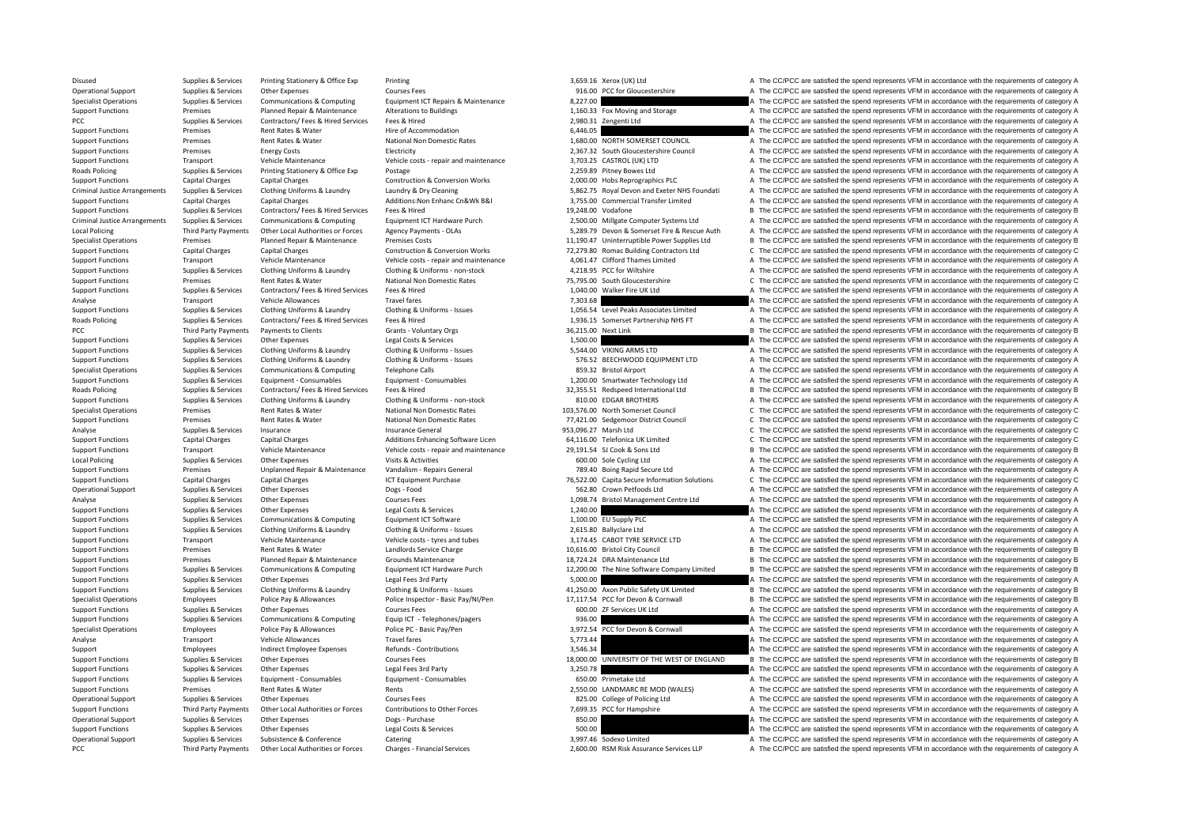| | | | | | | | |
|---|---|---|---|---|---|---|---|
| Disused | Supplies & Services | Printing Stationery & Office Exp | Printing | 3,659.16 | Xerox (UK) Ltd | A | The CC/PCC are satisfied the spend represents VFM in accordance with the requirements of category A |
| Operational Support | Supplies & Services | Other Expenses | Courses Fees | 916.00 | PCC for Gloucestershire | A | The CC/PCC are satisfied the spend represents VFM in accordance with the requirements of category A |
| Specialist Operations | Supplies & Services | Communications & Computing | Equipment ICT Repairs & Maintenance | 8,227.00 | | A | The CC/PCC are satisfied the spend represents VFM in accordance with the requirements of category A |
| Support Functions | Premises | Planned Repair & Maintenance | Alterations to Buildings | 1,160.33 | Fox Moving and Storage | A | The CC/PCC are satisfied the spend represents VFM in accordance with the requirements of category A |
| PCC | Supplies & Services | Contractors/ Fees & Hired Services | Fees & Hired | 2,980.31 | Zengenti Ltd | A | The CC/PCC are satisfied the spend represents VFM in accordance with the requirements of category A |
| Support Functions | Premises | Rent Rates & Water | Hire of Accommodation | 6,446.05 | | A | The CC/PCC are satisfied the spend represents VFM in accordance with the requirements of category A |
| Support Functions | Premises | Rent Rates & Water | National Non Domestic Rates | 1,680.00 | NORTH SOMERSET COUNCIL | A | The CC/PCC are satisfied the spend represents VFM in accordance with the requirements of category A |
| Support Functions | Premises | Energy Costs | Electricity | 2,367.32 | South Gloucestershire Council | A | The CC/PCC are satisfied the spend represents VFM in accordance with the requirements of category A |
| Support Functions | Transport | Vehicle Maintenance | Vehicle costs - repair and maintenance | 3,703.25 | CASTROL (UK) LTD | A | The CC/PCC are satisfied the spend represents VFM in accordance with the requirements of category A |
| Roads Policing | Supplies & Services | Printing Stationery & Office Exp | Postage | 2,259.89 | Pitney Bowes Ltd | A | The CC/PCC are satisfied the spend represents VFM in accordance with the requirements of category A |
| Support Functions | Capital Charges | Capital Charges | Construction & Conversion Works | 2,000.00 | Hobs Reprographics PLC | A | The CC/PCC are satisfied the spend represents VFM in accordance with the requirements of category A |
| Criminal Justice Arrangements | Supplies & Services | Clothing Uniforms & Laundry | Laundry & Dry Cleaning | 5,862.75 | Royal Devon and Exeter NHS Foundati | A | The CC/PCC are satisfied the spend represents VFM in accordance with the requirements of category A |
| Support Functions | Capital Charges | Capital Charges | Additions:Non Enhanc Cn&Wk B&I | 3,755.00 | Commercial Transfer Limited | A | The CC/PCC are satisfied the spend represents VFM in accordance with the requirements of category A |
| Support Functions | Supplies & Services | Contractors/ Fees & Hired Services | Fees & Hired | 19,248.00 | Vodafone | B | The CC/PCC are satisfied the spend represents VFM in accordance with the requirements of category B |
| Criminal Justice Arrangements | Supplies & Services | Communications & Computing | Equipment ICT Hardware Purch | 2,500.00 | Millgate Computer Systems Ltd | A | The CC/PCC are satisfied the spend represents VFM in accordance with the requirements of category A |
| Local Policing | Third Party Payments | Other Local Authorities or Forces | Agency Payments - OLAs | 5,289.79 | Devon & Somerset Fire & Rescue Auth | A | The CC/PCC are satisfied the spend represents VFM in accordance with the requirements of category A |
| Specialist Operations | Premises | Planned Repair & Maintenance | Premises Costs | 11,190.47 | Uninterruptible Power Supplies Ltd | B | The CC/PCC are satisfied the spend represents VFM in accordance with the requirements of category B |
| Support Functions | Capital Charges | Capital Charges | Construction & Conversion Works | 72,279.80 | Romac Building Contractors Ltd | C | The CC/PCC are satisfied the spend represents VFM in accordance with the requirements of category C |
| Support Functions | Transport | Vehicle Maintenance | Vehicle costs - repair and maintenance | 4,061.47 | Clifford Thames Limited | A | The CC/PCC are satisfied the spend represents VFM in accordance with the requirements of category A |
| Support Functions | Supplies & Services | Clothing Uniforms & Laundry | Clothing & Uniforms - non-stock | 4,218.95 | PCC for Wiltshire | A | The CC/PCC are satisfied the spend represents VFM in accordance with the requirements of category A |
| Support Functions | Premises | Rent Rates & Water | National Non Domestic Rates | 75,795.00 | South Gloucestershire | C | The CC/PCC are satisfied the spend represents VFM in accordance with the requirements of category C |
| Support Functions | Supplies & Services | Contractors/ Fees & Hired Services | Fees & Hired | 1,040.00 | Walker Fire UK Ltd | A | The CC/PCC are satisfied the spend represents VFM in accordance with the requirements of category A |
| Analyse | Transport | Vehicle Allowances | Travel fares | 7,303.68 | | A | The CC/PCC are satisfied the spend represents VFM in accordance with the requirements of category A |
| Support Functions | Supplies & Services | Clothing Uniforms & Laundry | Clothing & Uniforms - Issues | 1,056.54 | Level Peaks Associates Limited | A | The CC/PCC are satisfied the spend represents VFM in accordance with the requirements of category A |
| Roads Policing | Supplies & Services | Contractors/ Fees & Hired Services | Fees & Hired | 1,936.15 | Somerset Partnership NHS FT | A | The CC/PCC are satisfied the spend represents VFM in accordance with the requirements of category A |
| PCC | Third Party Payments | Payments to Clients | Grants - Voluntary Orgs | 36,215.00 | Next Link | B | The CC/PCC are satisfied the spend represents VFM in accordance with the requirements of category B |
| Support Functions | Supplies & Services | Other Expenses | Legal Costs & Services | 1,500.00 | | A | The CC/PCC are satisfied the spend represents VFM in accordance with the requirements of category A |
| Support Functions | Supplies & Services | Clothing Uniforms & Laundry | Clothing & Uniforms - Issues | 5,544.00 | VIKING ARMS LTD | A | The CC/PCC are satisfied the spend represents VFM in accordance with the requirements of category A |
| Support Functions | Supplies & Services | Clothing Uniforms & Laundry | Clothing & Uniforms - Issues | 576.52 | BEECHWOOD EQUIPMENT LTD | A | The CC/PCC are satisfied the spend represents VFM in accordance with the requirements of category A |
| Specialist Operations | Supplies & Services | Communications & Computing | Telephone Calls | 859.32 | Bristol Airport | A | The CC/PCC are satisfied the spend represents VFM in accordance with the requirements of category A |
| Support Functions | Supplies & Services | Equipment - Consumables | Equipment - Consumables | 1,200.00 | Smartwater Technology Ltd | A | The CC/PCC are satisfied the spend represents VFM in accordance with the requirements of category A |
| Roads Policing | Supplies & Services | Contractors/ Fees & Hired Services | Fees & Hired | 32,355.51 | Redspeed International Ltd | B | The CC/PCC are satisfied the spend represents VFM in accordance with the requirements of category B |
| Support Functions | Supplies & Services | Clothing Uniforms & Laundry | Clothing & Uniforms - non-stock | 810.00 | EDGAR BROTHERS | A | The CC/PCC are satisfied the spend represents VFM in accordance with the requirements of category A |
| Specialist Operations | Premises | Rent Rates & Water | National Non Domestic Rates | 103,576.00 | North Somerset Council | C | The CC/PCC are satisfied the spend represents VFM in accordance with the requirements of category C |
| Support Functions | Premises | Rent Rates & Water | National Non Domestic Rates | 77,421.00 | Sedgemoor District Council | C | The CC/PCC are satisfied the spend represents VFM in accordance with the requirements of category C |
| Analyse | Supplies & Services | Insurance | Insurance General | 953,096.27 | Marsh Ltd | C | The CC/PCC are satisfied the spend represents VFM in accordance with the requirements of category C |
| Support Functions | Capital Charges | Capital Charges | Additions Enhancing Software Licen | 64,116.00 | Telefonica UK Limited | C | The CC/PCC are satisfied the spend represents VFM in accordance with the requirements of category C |
| Support Functions | Transport | Vehicle Maintenance | Vehicle costs - repair and maintenance | 29,191.54 | SJ Cook & Sons Ltd | B | The CC/PCC are satisfied the spend represents VFM in accordance with the requirements of category B |
| Local Policing | Supplies & Services | Other Expenses | Visits & Activities | 600.00 | Sole Cycling Ltd | A | The CC/PCC are satisfied the spend represents VFM in accordance with the requirements of category A |
| Support Functions | Premises | Unplanned Repair & Maintenance | Vandalism - Repairs General | 789.40 | Boing Rapid Secure Ltd | A | The CC/PCC are satisfied the spend represents VFM in accordance with the requirements of category A |
| Support Functions | Capital Charges | Capital Charges | ICT Equipment Purchase | 76,522.00 | Capita Secure Information Solutions | C | The CC/PCC are satisfied the spend represents VFM in accordance with the requirements of category C |
| Operational Support | Supplies & Services | Other Expenses | Dogs - Food | 562.80 | Crown Petfoods Ltd | A | The CC/PCC are satisfied the spend represents VFM in accordance with the requirements of category A |
| Analyse | Supplies & Services | Other Expenses | Courses Fees | 1,098.74 | Bristol Management Centre Ltd | A | The CC/PCC are satisfied the spend represents VFM in accordance with the requirements of category A |
| Support Functions | Supplies & Services | Other Expenses | Legal Costs & Services | 1,240.00 | | A | The CC/PCC are satisfied the spend represents VFM in accordance with the requirements of category A |
| Support Functions | Supplies & Services | Communications & Computing | Equipment ICT Software | 1,100.00 | EU Supply PLC | A | The CC/PCC are satisfied the spend represents VFM in accordance with the requirements of category A |
| Support Functions | Supplies & Services | Clothing Uniforms & Laundry | Clothing & Uniforms - Issues | 2,615.80 | Ballyclare Ltd | A | The CC/PCC are satisfied the spend represents VFM in accordance with the requirements of category A |
| Support Functions | Transport | Vehicle Maintenance | Vehicle costs - tyres and tubes | 3,174.45 | CABOT TYRE SERVICE LTD | A | The CC/PCC are satisfied the spend represents VFM in accordance with the requirements of category A |
| Support Functions | Premises | Rent Rates & Water | Landlords Service Charge | 10,616.00 | Bristol City Council | B | The CC/PCC are satisfied the spend represents VFM in accordance with the requirements of category B |
| Support Functions | Premises | Planned Repair & Maintenance | Grounds Maintenance | 18,724.24 | DRA Maintenance Ltd | B | The CC/PCC are satisfied the spend represents VFM in accordance with the requirements of category B |
| Support Functions | Supplies & Services | Communications & Computing | Equipment ICT Hardware Purch | 12,200.00 | The Nine Software Company Limited | B | The CC/PCC are satisfied the spend represents VFM in accordance with the requirements of category B |
| Support Functions | Supplies & Services | Other Expenses | Legal Fees 3rd Party | 5,000.00 | | A | The CC/PCC are satisfied the spend represents VFM in accordance with the requirements of category A |
| Support Functions | Supplies & Services | Clothing Uniforms & Laundry | Clothing & Uniforms - Issues | 41,250.00 | Axon Public Safety UK Limited | B | The CC/PCC are satisfied the spend represents VFM in accordance with the requirements of category B |
| Specialist Operations | Employees | Police Pay & Allowances | Police Inspector - Basic Pay/NI/Pen | 17,117.54 | PCC for Devon & Cornwall | B | The CC/PCC are satisfied the spend represents VFM in accordance with the requirements of category B |
| Support Functions | Supplies & Services | Other Expenses | Courses Fees | 600.00 | ZF Services UK Ltd | A | The CC/PCC are satisfied the spend represents VFM in accordance with the requirements of category A |
| Support Functions | Supplies & Services | Communications & Computing | Equip ICT - Telephones/pagers | 936.00 | | A | The CC/PCC are satisfied the spend represents VFM in accordance with the requirements of category A |
| Specialist Operations | Employees | Police Pay & Allowances | Police PC - Basic Pay/Pen | 3,972.54 | PCC for Devon & Cornwall | A | The CC/PCC are satisfied the spend represents VFM in accordance with the requirements of category A |
| Analyse | Transport | Vehicle Allowances | Travel fares | 5,773.44 | | A | The CC/PCC are satisfied the spend represents VFM in accordance with the requirements of category A |
| Support | Employees | Indirect Employee Expenses | Refunds - Contributions | 3,546.34 | | A | The CC/PCC are satisfied the spend represents VFM in accordance with the requirements of category A |
| Support Functions | Supplies & Services | Other Expenses | Courses Fees | 18,000.00 | UNIVERSITY OF THE WEST OF ENGLAND | B | The CC/PCC are satisfied the spend represents VFM in accordance with the requirements of category B |
| Support Functions | Supplies & Services | Other Expenses | Legal Fees 3rd Party | 3,250.78 | | A | The CC/PCC are satisfied the spend represents VFM in accordance with the requirements of category A |
| Support Functions | Supplies & Services | Equipment - Consumables | Equipment - Consumables | 650.00 | Primetake Ltd | A | The CC/PCC are satisfied the spend represents VFM in accordance with the requirements of category A |
| Support Functions | Premises | Rent Rates & Water | Rents | 2,550.00 | LANDMARC RE MOD (WALES) | A | The CC/PCC are satisfied the spend represents VFM in accordance with the requirements of category A |
| Operational Support | Supplies & Services | Other Expenses | Courses Fees | 825.00 | College of Policing Ltd | A | The CC/PCC are satisfied the spend represents VFM in accordance with the requirements of category A |
| Support Functions | Third Party Payments | Other Local Authorities or Forces | Contributions to Other Forces | 7,699.35 | PCC for Hampshire | A | The CC/PCC are satisfied the spend represents VFM in accordance with the requirements of category A |
| Operational Support | Supplies & Services | Other Expenses | Dogs - Purchase | 850.00 | | A | The CC/PCC are satisfied the spend represents VFM in accordance with the requirements of category A |
| Support Functions | Supplies & Services | Other Expenses | Legal Costs & Services | 500.00 | | A | The CC/PCC are satisfied the spend represents VFM in accordance with the requirements of category A |
| Operational Support | Supplies & Services | Subsistence & Conference | Catering | 3,997.46 | Sodexo Limited | A | The CC/PCC are satisfied the spend represents VFM in accordance with the requirements of category A |
| PCC | Third Party Payments | Other Local Authorities or Forces | Charges - Financial Services | 2,600.00 | RSM Risk Assurance Services LLP | A | The CC/PCC are satisfied the spend represents VFM in accordance with the requirements of category A |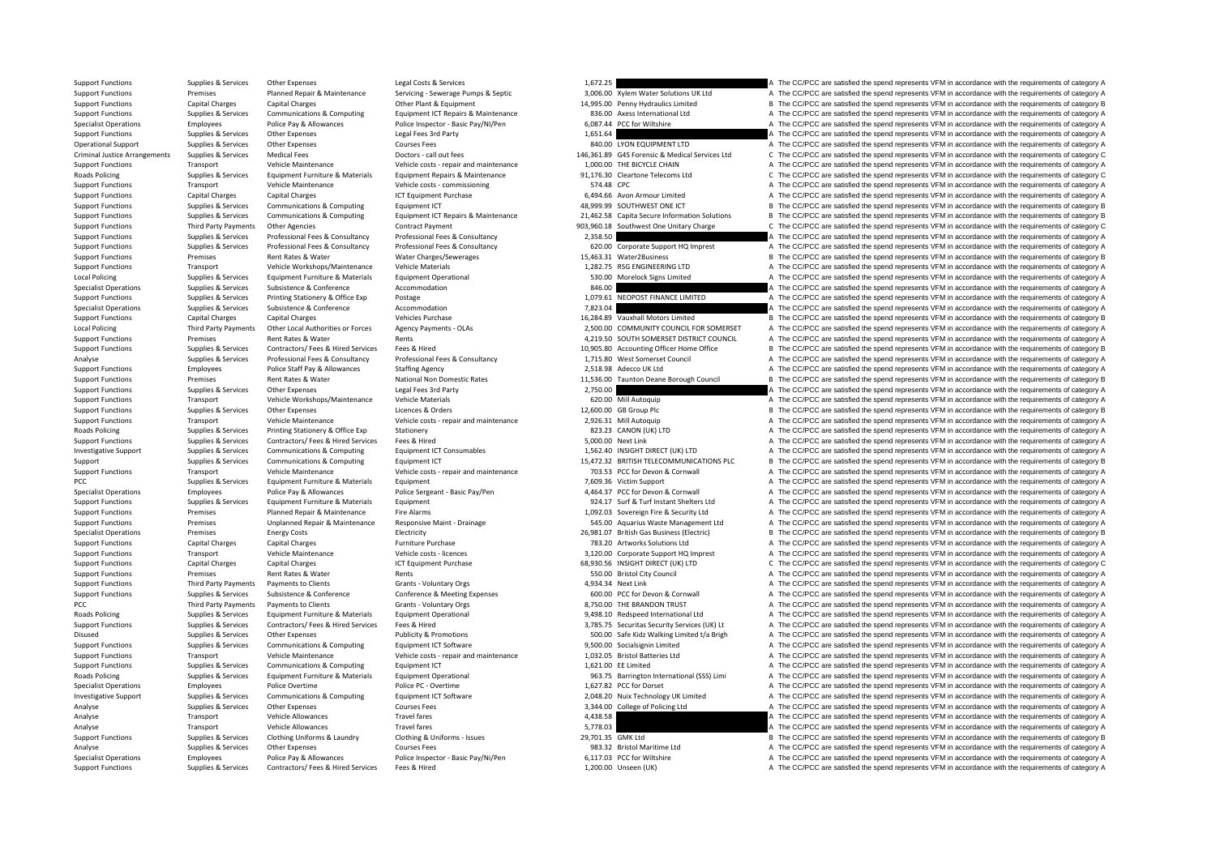| | | | | | | | |
|---|---|---|---|---|---|---|---|
| Support Functions | Supplies & Services | Other Expenses | Legal Costs & Services | 1,672.25 | | A | The CC/PCC are satisfied the spend represents VFM in accordance with the requirements of category A |
| Support Functions | Premises | Planned Repair & Maintenance | Servicing - Sewerage Pumps & Septic | 3,006.00 | Xylem Water Solutions UK Ltd | A | The CC/PCC are satisfied the spend represents VFM in accordance with the requirements of category A |
| Support Functions | Capital Charges | Capital Charges | Other Plant & Equipment | 14,995.00 | Penny Hydraulics Limited | B | The CC/PCC are satisfied the spend represents VFM in accordance with the requirements of category B |
| Support Functions | Supplies & Services | Communications & Computing | Equipment ICT Repairs & Maintenance | 836.00 | Axess International Ltd | A | The CC/PCC are satisfied the spend represents VFM in accordance with the requirements of category A |
| Specialist Operations | Employees | Police Pay & Allowances | Police Inspector - Basic Pay/NI/Pen | 6,087.44 | PCC for Wiltshire | A | The CC/PCC are satisfied the spend represents VFM in accordance with the requirements of category A |
| Support Functions | Supplies & Services | Other Expenses | Legal Fees 3rd Party | 1,651.64 | | A | The CC/PCC are satisfied the spend represents VFM in accordance with the requirements of category A |
| Operational Support | Supplies & Services | Other Expenses | Courses Fees | 840.00 | LYON EQUIPMENT LTD | A | The CC/PCC are satisfied the spend represents VFM in accordance with the requirements of category A |
| Criminal Justice Arrangements | Supplies & Services | Medical Fees | Doctors - call out fees | 146,361.89 | G4S Forensic & Medical Services Ltd | C | The CC/PCC are satisfied the spend represents VFM in accordance with the requirements of category C |
| Support Functions | Transport | Vehicle Maintenance | Vehicle costs - repair and maintenance | 1,000.00 | THE BICYCLE CHAIN | A | The CC/PCC are satisfied the spend represents VFM in accordance with the requirements of category A |
| Roads Policing | Supplies & Services | Equipment Furniture & Materials | Equipment Repairs & Maintenance | 91,176.30 | Cleartone Telecoms Ltd | C | The CC/PCC are satisfied the spend represents VFM in accordance with the requirements of category C |
| Support Functions | Transport | Vehicle Maintenance | Vehicle costs - commissioning | 574.48 | CPC | A | The CC/PCC are satisfied the spend represents VFM in accordance with the requirements of category A |
| Support Functions | Capital Charges | Capital Charges | ICT Equipment Purchase | 6,494.66 | Avon Armour Limited | A | The CC/PCC are satisfied the spend represents VFM in accordance with the requirements of category A |
| Support Functions | Supplies & Services | Communications & Computing | Equipment ICT | 48,999.99 | SOUTHWEST ONE ICT | B | The CC/PCC are satisfied the spend represents VFM in accordance with the requirements of category B |
| Support Functions | Supplies & Services | Communications & Computing | Equipment ICT Repairs & Maintenance | 21,462.58 | Capita Secure Information Solutions | B | The CC/PCC are satisfied the spend represents VFM in accordance with the requirements of category B |
| Support Functions | Third Party Payments | Other Agencies | Contract Payment | 903,960.18 | Southwest One Unitary Charge | C | The CC/PCC are satisfied the spend represents VFM in accordance with the requirements of category C |
| Support Functions | Supplies & Services | Professional Fees & Consultancy | Professional Fees & Consultancy | 2,358.50 | | A | The CC/PCC are satisfied the spend represents VFM in accordance with the requirements of category A |
| Support Functions | Supplies & Services | Professional Fees & Consultancy | Professional Fees & Consultancy | 620.00 | Corporate Support HQ Imprest | A | The CC/PCC are satisfied the spend represents VFM in accordance with the requirements of category A |
| Support Functions | Premises | Rent Rates & Water | Water Charges/Sewerages | 15,463.31 | Water2Business | B | The CC/PCC are satisfied the spend represents VFM in accordance with the requirements of category B |
| Support Functions | Transport | Vehicle Workshops/Maintenance | Vehicle Materials | 1,282.75 | RSG ENGINEERING LTD | A | The CC/PCC are satisfied the spend represents VFM in accordance with the requirements of category A |
| Local Policing | Supplies & Services | Equipment Furniture & Materials | Equipment Operational | 530.00 | Morelock Signs Limited | A | The CC/PCC are satisfied the spend represents VFM in accordance with the requirements of category A |
| Specialist Operations | Supplies & Services | Subsistence & Conference | Accommodation | 846.00 | | A | The CC/PCC are satisfied the spend represents VFM in accordance with the requirements of category A |
| Support Functions | Supplies & Services | Printing Stationery & Office Exp | Postage | 1,079.61 | NEOPOST FINANCE LIMITED | A | The CC/PCC are satisfied the spend represents VFM in accordance with the requirements of category A |
| Specialist Operations | Supplies & Services | Subsistence & Conference | Accommodation | 7,823.04 | | A | The CC/PCC are satisfied the spend represents VFM in accordance with the requirements of category A |
| Support Functions | Capital Charges | Capital Charges | Vehicles Purchase | 16,284.89 | Vauxhall Motors Limited | B | The CC/PCC are satisfied the spend represents VFM in accordance with the requirements of category B |
| Local Policing | Third Party Payments | Other Local Authorities or Forces | Agency Payments - OLAs | 2,500.00 | COMMUNITY COUNCIL FOR SOMERSET | A | The CC/PCC are satisfied the spend represents VFM in accordance with the requirements of category A |
| Support Functions | Premises | Rent Rates & Water | Rents | 4,219.50 | SOUTH SOMERSET DISTRICT COUNCIL | A | The CC/PCC are satisfied the spend represents VFM in accordance with the requirements of category A |
| Support Functions | Supplies & Services | Contractors/ Fees & Hired Services | Fees & Hired | 10,905.80 | Accounting Officer Home Office | B | The CC/PCC are satisfied the spend represents VFM in accordance with the requirements of category B |
| Analyse | Supplies & Services | Professional Fees & Consultancy | Professional Fees & Consultancy | 1,715.80 | West Somerset Council | A | The CC/PCC are satisfied the spend represents VFM in accordance with the requirements of category A |
| Support Functions | Employees | Police Staff Pay & Allowances | Staffing Agency | 2,518.98 | Adecco UK Ltd | A | The CC/PCC are satisfied the spend represents VFM in accordance with the requirements of category A |
| Support Functions | Premises | Rent Rates & Water | National Non Domestic Rates | 11,536.00 | Taunton Deane Borough Council | B | The CC/PCC are satisfied the spend represents VFM in accordance with the requirements of category B |
| Support Functions | Supplies & Services | Other Expenses | Legal Fees 3rd Party | 2,750.00 | | A | The CC/PCC are satisfied the spend represents VFM in accordance with the requirements of category A |
| Support Functions | Transport | Vehicle Workshops/Maintenance | Vehicle Materials | 620.00 | Mill Autoquip | A | The CC/PCC are satisfied the spend represents VFM in accordance with the requirements of category A |
| Support Functions | Supplies & Services | Other Expenses | Licences & Orders | 12,600.00 | GB Group Plc | B | The CC/PCC are satisfied the spend represents VFM in accordance with the requirements of category B |
| Support Functions | Transport | Vehicle Maintenance | Vehicle costs - repair and maintenance | 2,926.31 | Mill Autoquip | A | The CC/PCC are satisfied the spend represents VFM in accordance with the requirements of category A |
| Roads Policing | Supplies & Services | Printing Stationery & Office Exp | Stationery | 823.23 | CANON (UK) LTD | A | The CC/PCC are satisfied the spend represents VFM in accordance with the requirements of category A |
| Support Functions | Supplies & Services | Contractors/ Fees & Hired Services | Fees & Hired | 5,000.00 | Next Link | A | The CC/PCC are satisfied the spend represents VFM in accordance with the requirements of category A |
| Investigative Support | Supplies & Services | Communications & Computing | Equipment ICT Consumables | 1,562.40 | INSIGHT DIRECT (UK) LTD | A | The CC/PCC are satisfied the spend represents VFM in accordance with the requirements of category A |
| Support | Supplies & Services | Communications & Computing | Equipment ICT | 15,472.32 | BRITISH TELECOMMUNICATIONS PLC | B | The CC/PCC are satisfied the spend represents VFM in accordance with the requirements of category B |
| Support Functions | Transport | Vehicle Maintenance | Vehicle costs - repair and maintenance | 703.53 | PCC for Devon & Cornwall | A | The CC/PCC are satisfied the spend represents VFM in accordance with the requirements of category A |
| PCC | Supplies & Services | Equipment Furniture & Materials | Equipment | 7,609.36 | Victim Support | A | The CC/PCC are satisfied the spend represents VFM in accordance with the requirements of category A |
| Specialist Operations | Employees | Police Pay & Allowances | Police Sergeant - Basic Pay/Pen | 4,464.37 | PCC for Devon & Cornwall | A | The CC/PCC are satisfied the spend represents VFM in accordance with the requirements of category A |
| Support Functions | Supplies & Services | Equipment Furniture & Materials | Equipment | 924.17 | Surf & Turf Instant Shelters Ltd | A | The CC/PCC are satisfied the spend represents VFM in accordance with the requirements of category A |
| Support Functions | Premises | Planned Repair & Maintenance | Fire Alarms | 1,092.03 | Sovereign Fire & Security Ltd | A | The CC/PCC are satisfied the spend represents VFM in accordance with the requirements of category A |
| Support Functions | Premises | Unplanned Repair & Maintenance | Responsive Maint - Drainage | 545.00 | Aquarius Waste Management Ltd | A | The CC/PCC are satisfied the spend represents VFM in accordance with the requirements of category A |
| Specialist Operations | Premises | Energy Costs | Electricity | 26,981.07 | British Gas Business (Electric) | B | The CC/PCC are satisfied the spend represents VFM in accordance with the requirements of category B |
| Support Functions | Capital Charges | Capital Charges | Furniture Purchase | 783.20 | Artworks Solutions Ltd | A | The CC/PCC are satisfied the spend represents VFM in accordance with the requirements of category A |
| Support Functions | Transport | Vehicle Maintenance | Vehicle costs - licences | 3,120.00 | Corporate Support HQ Imprest | A | The CC/PCC are satisfied the spend represents VFM in accordance with the requirements of category A |
| Support Functions | Capital Charges | Capital Charges | ICT Equipment Purchase | 68,930.56 | INSIGHT DIRECT (UK) LTD | C | The CC/PCC are satisfied the spend represents VFM in accordance with the requirements of category C |
| Support Functions | Premises | Rent Rates & Water | Rents | 550.00 | Bristol City Council | A | The CC/PCC are satisfied the spend represents VFM in accordance with the requirements of category A |
| Support Functions | Third Party Payments | Payments to Clients | Grants - Voluntary Orgs | 4,934.34 | Next Link | A | The CC/PCC are satisfied the spend represents VFM in accordance with the requirements of category A |
| Support Functions | Supplies & Services | Subsistence & Conference | Conference & Meeting Expenses | 600.00 | PCC for Devon & Cornwall | A | The CC/PCC are satisfied the spend represents VFM in accordance with the requirements of category A |
| PCC | Third Party Payments | Payments to Clients | Grants - Voluntary Orgs | 8,750.00 | THE BRANDON TRUST | A | The CC/PCC are satisfied the spend represents VFM in accordance with the requirements of category A |
| Roads Policing | Supplies & Services | Equipment Furniture & Materials | Equipment Operational | 9,498.10 | Redspeed International Ltd | A | The CC/PCC are satisfied the spend represents VFM in accordance with the requirements of category A |
| Support Functions | Supplies & Services | Contractors/ Fees & Hired Services | Fees & Hired | 3,785.75 | Securitas Security Services (UK) Lt | A | The CC/PCC are satisfied the spend represents VFM in accordance with the requirements of category A |
| Disused | Supplies & Services | Other Expenses | Publicity & Promotions | 500.00 | Safe Kidz Walking Limited t/a Brigh | A | The CC/PCC are satisfied the spend represents VFM in accordance with the requirements of category A |
| Support Functions | Supplies & Services | Communications & Computing | Equipment ICT Software | 9,500.00 | Socialsignin Limited | A | The CC/PCC are satisfied the spend represents VFM in accordance with the requirements of category A |
| Support Functions | Transport | Vehicle Maintenance | Vehicle costs - repair and maintenance | 1,032.05 | Bristol Batteries Ltd | A | The CC/PCC are satisfied the spend represents VFM in accordance with the requirements of category A |
| Support Functions | Supplies & Services | Communications & Computing | Equipment ICT | 1,621.00 | EE Limited | A | The CC/PCC are satisfied the spend represents VFM in accordance with the requirements of category A |
| Roads Policing | Supplies & Services | Equipment Furniture & Materials | Equipment Operational | 963.75 | Barrington International (SSS) Limi | A | The CC/PCC are satisfied the spend represents VFM in accordance with the requirements of category A |
| Specialist Operations | Employees | Police Overtime | Police PC - Overtime | 1,627.82 | PCC for Dorset | A | The CC/PCC are satisfied the spend represents VFM in accordance with the requirements of category A |
| Investigative Support | Supplies & Services | Communications & Computing | Equipment ICT Software | 2,048.20 | Nuix Technology UK Limited | A | The CC/PCC are satisfied the spend represents VFM in accordance with the requirements of category A |
| Analyse | Supplies & Services | Other Expenses | Courses Fees | 3,344.00 | College of Policing Ltd | A | The CC/PCC are satisfied the spend represents VFM in accordance with the requirements of category A |
| Analyse | Transport | Vehicle Allowances | Travel fares | 4,438.58 | | A | The CC/PCC are satisfied the spend represents VFM in accordance with the requirements of category A |
| Analyse | Transport | Vehicle Allowances | Travel fares | 5,778.03 | | A | The CC/PCC are satisfied the spend represents VFM in accordance with the requirements of category A |
| Support Functions | Supplies & Services | Clothing Uniforms & Laundry | Clothing & Uniforms - Issues | 29,701.35 | GMK Ltd | B | The CC/PCC are satisfied the spend represents VFM in accordance with the requirements of category B |
| Analyse | Supplies & Services | Other Expenses | Courses Fees | 983.32 | Bristol Maritime Ltd | A | The CC/PCC are satisfied the spend represents VFM in accordance with the requirements of category A |
| Specialist Operations | Employees | Police Pay & Allowances | Police Inspector - Basic Pay/NI/Pen | 6,117.03 | PCC for Wiltshire | A | The CC/PCC are satisfied the spend represents VFM in accordance with the requirements of category A |
| Support Functions | Supplies & Services | Contractors/ Fees & Hired Services | Fees & Hired | 1,200.00 | Unseen (UK) | A | The CC/PCC are satisfied the spend represents VFM in accordance with the requirements of category A |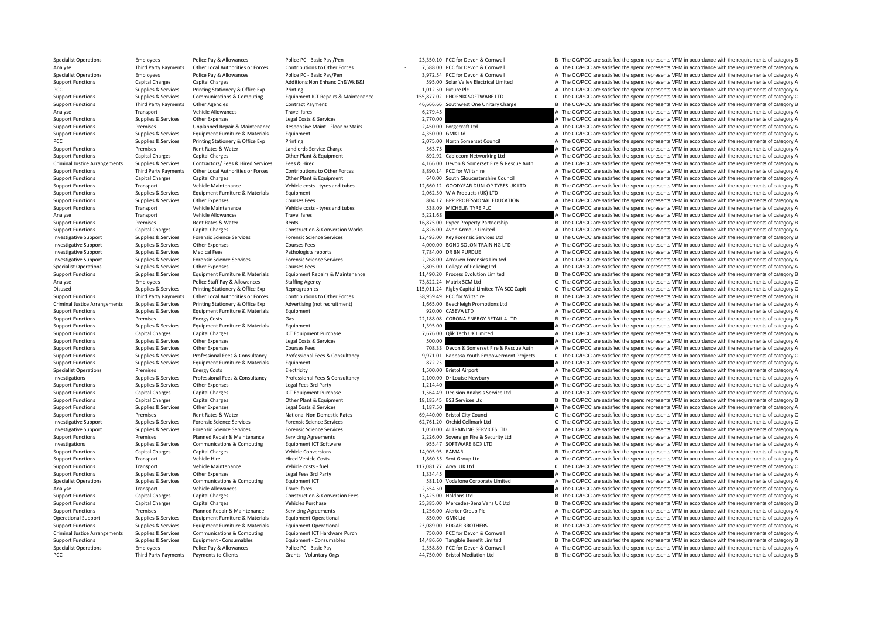| | | | | | | | |
|---|---|---|---|---|---|---|---|
| Specialist Operations | Employees | Police Pay & Allowances | Police PC - Basic Pay /Pen | 23,350.10 | PCC for Devon & Cornwall | B | The CC/PCC are satisfied the spend represents VFM in accordance with the requirements of category B |
| Analyse | Third Party Payments | Other Local Authorities or Forces | Contributions to Other Forces | - 7,588.00 | PCC for Devon & Cornwall | A | The CC/PCC are satisfied the spend represents VFM in accordance with the requirements of category A |
| Specialist Operations | Employees | Police Pay & Allowances | Police PC - Basic Pay/Pen | 3,972.54 | PCC for Devon & Cornwall | A | The CC/PCC are satisfied the spend represents VFM in accordance with the requirements of category A |
| Support Functions | Capital Charges | Capital Charges | Additions:Non Enhanc Cn&Wk B&I | 595.00 | Solar Valley Electrical Limited | A | The CC/PCC are satisfied the spend represents VFM in accordance with the requirements of category A |
| PCC | Supplies & Services | Printing Stationery & Office Exp | Printing | 1,012.50 | Future Plc | A | The CC/PCC are satisfied the spend represents VFM in accordance with the requirements of category A |
| Support Functions | Supplies & Services | Communications & Computing | Equipment ICT Repairs & Maintenance | 155,877.02 | PHOENIX SOFTWARE LTD | C | The CC/PCC are satisfied the spend represents VFM in accordance with the requirements of category C |
| Support Functions | Third Party Payments | Other Agencies | Contract Payment | 46,666.66 | Southwest One Unitary Charge | B | The CC/PCC are satisfied the spend represents VFM in accordance with the requirements of category B |
| Analyse | Transport | Vehicle Allowances | Travel fares | 6,279.45 | | A | The CC/PCC are satisfied the spend represents VFM in accordance with the requirements of category A |
| Support Functions | Supplies & Services | Other Expenses | Legal Costs & Services | 2,770.00 | | A | The CC/PCC are satisfied the spend represents VFM in accordance with the requirements of category A |
| Support Functions | Premises | Unplanned Repair & Maintenance | Responsive Maint - Floor or Stairs | 2,450.00 | Forgecraft Ltd | A | The CC/PCC are satisfied the spend represents VFM in accordance with the requirements of category A |
| Support Functions | Supplies & Services | Equipment Furniture & Materials | Equipment | 4,350.00 | GMK Ltd | A | The CC/PCC are satisfied the spend represents VFM in accordance with the requirements of category A |
| PCC | Supplies & Services | Printing Stationery & Office Exp | Printing | 2,075.00 | North Somerset Council | A | The CC/PCC are satisfied the spend represents VFM in accordance with the requirements of category A |
| Support Functions | Premises | Rent Rates & Water | Landlords Service Charge | 563.75 | | A | The CC/PCC are satisfied the spend represents VFM in accordance with the requirements of category A |
| Support Functions | Capital Charges | Capital Charges | Other Plant & Equipment | 892.92 | Cablecom Networking Ltd | A | The CC/PCC are satisfied the spend represents VFM in accordance with the requirements of category A |
| Criminal Justice Arrangements | Supplies & Services | Contractors/ Fees & Hired Services | Fees & Hired | 4,166.00 | Devon & Somerset Fire & Rescue Auth | A | The CC/PCC are satisfied the spend represents VFM in accordance with the requirements of category A |
| Support Functions | Third Party Payments | Other Local Authorities or Forces | Contributions to Other Forces | 8,890.14 | PCC for Wiltshire | A | The CC/PCC are satisfied the spend represents VFM in accordance with the requirements of category A |
| Support Functions | Capital Charges | Capital Charges | Other Plant & Equipment | 640.00 | South Gloucestershire Council | A | The CC/PCC are satisfied the spend represents VFM in accordance with the requirements of category A |
| Support Functions | Transport | Vehicle Maintenance | Vehicle costs - tyres and tubes | 12,660.12 | GOODYEAR DUNLOP TYRES UK LTD | B | The CC/PCC are satisfied the spend represents VFM in accordance with the requirements of category B |
| Support Functions | Supplies & Services | Equipment Furniture & Materials | Equipment | 2,062.50 | W A Products (UK) LTD | A | The CC/PCC are satisfied the spend represents VFM in accordance with the requirements of category A |
| Support Functions | Supplies & Services | Other Expenses | Courses Fees | 804.17 | BPP PROFESSIONAL EDUCATION | A | The CC/PCC are satisfied the spend represents VFM in accordance with the requirements of category A |
| Support Functions | Transport | Vehicle Maintenance | Vehicle costs - tyres and tubes | 538.09 | MICHELIN TYRE PLC | A | The CC/PCC are satisfied the spend represents VFM in accordance with the requirements of category A |
| Analyse | Transport | Vehicle Allowances | Travel fares | 5,221.68 | | A | The CC/PCC are satisfied the spend represents VFM in accordance with the requirements of category A |
| Support Functions | Premises | Rent Rates & Water | Rents | 16,875.00 | Pyper Property Partnership | B | The CC/PCC are satisfied the spend represents VFM in accordance with the requirements of category B |
| Support Functions | Capital Charges | Capital Charges | Construction & Conversion Works | 4,826.00 | Avon Armour Limited | A | The CC/PCC are satisfied the spend represents VFM in accordance with the requirements of category A |
| Investigative Support | Supplies & Services | Forensic Science Services | Forensic Science Services | 12,493.00 | Key Forensic Services Ltd | B | The CC/PCC are satisfied the spend represents VFM in accordance with the requirements of category B |
| Investigative Support | Supplies & Services | Other Expenses | Courses Fees | 4,000.00 | BOND SOLON TRAINING LTD | A | The CC/PCC are satisfied the spend represents VFM in accordance with the requirements of category A |
| Investigative Support | Supplies & Services | Medical Fees | Pathologists reports | 7,784.00 | DR BN PURDUE | A | The CC/PCC are satisfied the spend represents VFM in accordance with the requirements of category A |
| Investigative Support | Supplies & Services | Forensic Science Services | Forensic Science Services | 2,268.00 | ArroGen Forensics Limited | A | The CC/PCC are satisfied the spend represents VFM in accordance with the requirements of category A |
| Specialist Operations | Supplies & Services | Other Expenses | Courses Fees | 3,805.00 | College of Policing Ltd | A | The CC/PCC are satisfied the spend represents VFM in accordance with the requirements of category A |
| Support Functions | Supplies & Services | Equipment Furniture & Materials | Equipment Repairs & Maintenance | 11,490.20 | Process Evolution Limited | B | The CC/PCC are satisfied the spend represents VFM in accordance with the requirements of category B |
| Analyse | Employees | Police Staff Pay & Allowances | Staffing Agency | 73,822.24 | Matrix SCM Ltd | C | The CC/PCC are satisfied the spend represents VFM in accordance with the requirements of category C |
| Disused | Supplies & Services | Printing Stationery & Office Exp | Reprographics | 115,011.24 | Rigby Capital Limited T/A SCC Capit | C | The CC/PCC are satisfied the spend represents VFM in accordance with the requirements of category C |
| Support Functions | Third Party Payments | Other Local Authorities or Forces | Contributions to Other Forces | 38,959.49 | PCC for Wiltshire | B | The CC/PCC are satisfied the spend represents VFM in accordance with the requirements of category B |
| Criminal Justice Arrangements | Supplies & Services | Printing Stationery & Office Exp | Advertising (not recruitment) | 1,665.00 | Beechleigh Promotions Ltd | A | The CC/PCC are satisfied the spend represents VFM in accordance with the requirements of category A |
| Support Functions | Supplies & Services | Equipment Furniture & Materials | Equipment | 920.00 | CASEVA LTD | A | The CC/PCC are satisfied the spend represents VFM in accordance with the requirements of category A |
| Support Functions | Premises | Energy Costs | Gas | 22,188.08 | CORONA ENERGY RETAIL 4 LTD | B | The CC/PCC are satisfied the spend represents VFM in accordance with the requirements of category B |
| Support Functions | Supplies & Services | Equipment Furniture & Materials | Equipment | 1,395.00 | | A | The CC/PCC are satisfied the spend represents VFM in accordance with the requirements of category A |
| Support Functions | Capital Charges | Capital Charges | ICT Equipment Purchase | 7,676.00 | Qlik Tech UK Limited | A | The CC/PCC are satisfied the spend represents VFM in accordance with the requirements of category A |
| Support Functions | Supplies & Services | Other Expenses | Legal Costs & Services | 500.00 | | A | The CC/PCC are satisfied the spend represents VFM in accordance with the requirements of category A |
| Support Functions | Supplies & Services | Other Expenses | Courses Fees | 708.33 | Devon & Somerset Fire & Rescue Auth | A | The CC/PCC are satisfied the spend represents VFM in accordance with the requirements of category A |
| Support Functions | Supplies & Services | Professional Fees & Consultancy | Professional Fees & Consultancy | 9,971.01 | Babbasa Youth Empowerment Projects | C | The CC/PCC are satisfied the spend represents VFM in accordance with the requirements of category C |
| Support Functions | Supplies & Services | Equipment Furniture & Materials | Equipment | 872.23 | | A | The CC/PCC are satisfied the spend represents VFM in accordance with the requirements of category A |
| Specialist Operations | Premises | Energy Costs | Electricity | 1,500.00 | Bristol Airport | A | The CC/PCC are satisfied the spend represents VFM in accordance with the requirements of category A |
| Investigations | Supplies & Services | Professional Fees & Consultancy | Professional Fees & Consultancy | 2,100.00 | Dr Louise Newbury | A | The CC/PCC are satisfied the spend represents VFM in accordance with the requirements of category A |
| Support Functions | Supplies & Services | Other Expenses | Legal Fees 3rd Party | 1,214.40 | | A | The CC/PCC are satisfied the spend represents VFM in accordance with the requirements of category A |
| Support Functions | Capital Charges | Capital Charges | ICT Equipment Purchase | 1,564.49 | Decision Analysis Service Ltd | A | The CC/PCC are satisfied the spend represents VFM in accordance with the requirements of category A |
| Support Functions | Capital Charges | Capital Charges | Other Plant & Equipment | 18,183.45 | BS3 Services Ltd | B | The CC/PCC are satisfied the spend represents VFM in accordance with the requirements of category B |
| Support Functions | Supplies & Services | Other Expenses | Legal Costs & Services | 1,187.50 | | A | The CC/PCC are satisfied the spend represents VFM in accordance with the requirements of category A |
| Support Functions | Premises | Rent Rates & Water | National Non Domestic Rates | 69,440.00 | Bristol City Council | C | The CC/PCC are satisfied the spend represents VFM in accordance with the requirements of category C |
| Investigative Support | Supplies & Services | Forensic Science Services | Forensic Science Services | 62,761.20 | Orchid Cellmark Ltd | C | The CC/PCC are satisfied the spend represents VFM in accordance with the requirements of category C |
| Investigative Support | Supplies & Services | Forensic Science Services | Forensic Science Services | 1,050.00 | AI TRAINING SERVICES LTD | A | The CC/PCC are satisfied the spend represents VFM in accordance with the requirements of category A |
| Support Functions | Premises | Planned Repair & Maintenance | Servicing Agreements | 2,226.00 | Sovereign Fire & Security Ltd | A | The CC/PCC are satisfied the spend represents VFM in accordance with the requirements of category A |
| Investigations | Supplies & Services | Communications & Computing | Equipment ICT Software | 955.47 | SOFTWARE BOX LTD | A | The CC/PCC are satisfied the spend represents VFM in accordance with the requirements of category A |
| Support Functions | Capital Charges | Capital Charges | Vehicle Conversions | 14,905.95 | RAMAR | B | The CC/PCC are satisfied the spend represents VFM in accordance with the requirements of category B |
| Support Functions | Transport | Vehicle Hire | Hired Vehicle Costs | 1,860.55 | Scot Group Ltd | A | The CC/PCC are satisfied the spend represents VFM in accordance with the requirements of category A |
| Support Functions | Transport | Vehicle Maintenance | Vehicle costs - fuel | 117,081.77 | Arval UK Ltd | C | The CC/PCC are satisfied the spend represents VFM in accordance with the requirements of category C |
| Support Functions | Supplies & Services | Other Expenses | Legal Fees 3rd Party | 1,334.45 | | A | The CC/PCC are satisfied the spend represents VFM in accordance with the requirements of category A |
| Specialist Operations | Supplies & Services | Communications & Computing | Equipment ICT | 581.10 | Vodafone Corporate Limited | A | The CC/PCC are satisfied the spend represents VFM in accordance with the requirements of category A |
| Analyse | Transport | Vehicle Allowances | Travel fares | - 2,554.50 | | A | The CC/PCC are satisfied the spend represents VFM in accordance with the requirements of category A |
| Support Functions | Capital Charges | Capital Charges | Construction & Conversion Fees | 13,425.00 | Haldons Ltd | B | The CC/PCC are satisfied the spend represents VFM in accordance with the requirements of category B |
| Support Functions | Capital Charges | Capital Charges | Vehicles Purchase | 25,385.00 | Mercedes-Benz Vans UK Ltd | B | The CC/PCC are satisfied the spend represents VFM in accordance with the requirements of category B |
| Support Functions | Premises | Planned Repair & Maintenance | Servicing Agreements | 1,256.00 | Alerter Group Plc | A | The CC/PCC are satisfied the spend represents VFM in accordance with the requirements of category A |
| Operational Support | Supplies & Services | Equipment Furniture & Materials | Equipment Operational | 850.00 | GMK Ltd | A | The CC/PCC are satisfied the spend represents VFM in accordance with the requirements of category A |
| Support Functions | Supplies & Services | Equipment Furniture & Materials | Equipment Operational | 23,089.00 | EDGAR BROTHERS | B | The CC/PCC are satisfied the spend represents VFM in accordance with the requirements of category B |
| Criminal Justice Arrangements | Supplies & Services | Communications & Computing | Equipment ICT Hardware Purch | 750.00 | PCC for Devon & Cornwall | A | The CC/PCC are satisfied the spend represents VFM in accordance with the requirements of category A |
| Support Functions | Supplies & Services | Equipment - Consumables | Equipment - Consumables | 14,486.60 | Tangible Benefit Limited | B | The CC/PCC are satisfied the spend represents VFM in accordance with the requirements of category B |
| Specialist Operations | Employees | Police Pay & Allowances | Police PC - Basic Pay | 2,558.80 | PCC for Devon & Cornwall | A | The CC/PCC are satisfied the spend represents VFM in accordance with the requirements of category A |
| PCC | Third Party Payments | Payments to Clients | Grants - Voluntary Orgs | 44,750.00 | Bristol Mediation Ltd | B | The CC/PCC are satisfied the spend represents VFM in accordance with the requirements of category B |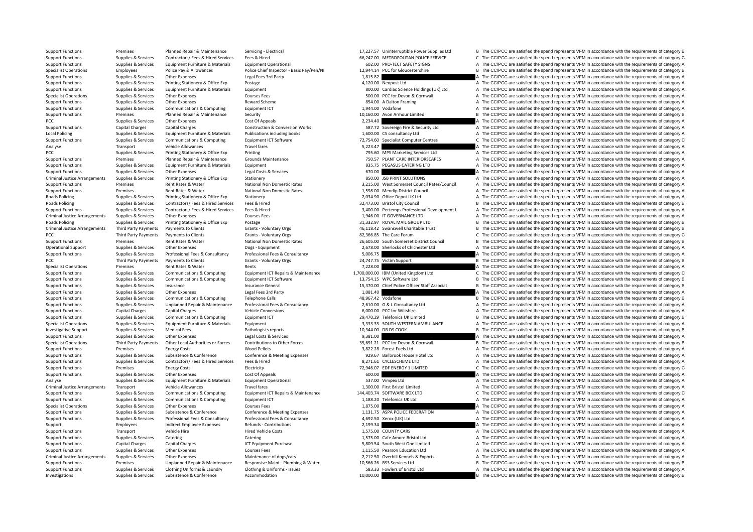| | | | | | | |
|---|---|---|---|---|---|---|
| Support Functions | Premises | Planned Repair & Maintenance | Servicing - Electrical | 17,227.57 | Uninterruptible Power Supplies Ltd | B The CC/PCC are satisfied the spend represents VFM in accordance with the requirements of category B |
| Support Functions | Supplies & Services | Contractors/ Fees & Hired Services | Fees & Hired | 66,247.00 | METROPOLITAN POLICE SERVICE | C The CC/PCC are satisfied the spend represents VFM in accordance with the requirements of category C |
| Support Functions | Supplies & Services | Equipment Furniture & Materials | Equipment Operational | 602.00 | PRO-TECT SAFETY SIGNS | A The CC/PCC are satisfied the spend represents VFM in accordance with the requirements of category A |
| Specialist Operations | Employees | Police Pay & Allowances | Police Chief Inspector - Basic Pay/Pen/NI | 12,944.14 | PCC for Gloucestershire | B The CC/PCC are satisfied the spend represents VFM in accordance with the requirements of category B |
| Support Functions | Supplies & Services | Other Expenses | Legal Fees 3rd Party | 1,815.82 | | A The CC/PCC are satisfied the spend represents VFM in accordance with the requirements of category A |
| Support Functions | Supplies & Services | Printing Stationery & Office Exp | Postage | 4,120.00 | Neopost Ltd | A The CC/PCC are satisfied the spend represents VFM in accordance with the requirements of category A |
| Support Functions | Supplies & Services | Equipment Furniture & Materials | Equipment | 800.00 | Cardiac Science Holdings (UK) Ltd | A The CC/PCC are satisfied the spend represents VFM in accordance with the requirements of category A |
| Specialist Operations | Supplies & Services | Other Expenses | Courses Fees | 500.00 | PCC for Devon & Cornwall | A The CC/PCC are satisfied the spend represents VFM in accordance with the requirements of category A |
| Support Functions | Supplies & Services | Other Expenses | Reward Scheme | 854.00 | A Dalton Framing | A The CC/PCC are satisfied the spend represents VFM in accordance with the requirements of category A |
| Support Functions | Supplies & Services | Communications & Computing | Equipment ICT | 1,944.00 | Vodafone | A The CC/PCC are satisfied the spend represents VFM in accordance with the requirements of category A |
| Support Functions | Premises | Planned Repair & Maintenance | Security | 10,160.00 | Avon Armour Limited | B The CC/PCC are satisfied the spend represents VFM in accordance with the requirements of category B |
| PCC | Supplies & Services | Other Expenses | Cost Of Appeals | 2,234.40 | | A The CC/PCC are satisfied the spend represents VFM in accordance with the requirements of category A |
| Support Functions | Capital Charges | Capital Charges | Construction & Conversion Works | 587.72 | Sovereign Fire & Security Ltd | A The CC/PCC are satisfied the spend represents VFM in accordance with the requirements of category A |
| Local Policing | Supplies & Services | Equipment Furniture & Materials | Publications including books | 1,600.00 | C5 consultancy Ltd | A The CC/PCC are satisfied the spend represents VFM in accordance with the requirements of category A |
| Support Functions | Supplies & Services | Communications & Computing | Equipment ICT Software | 72,754.60 | Specialist Computer Centres | C The CC/PCC are satisfied the spend represents VFM in accordance with the requirements of category C |
| Analyse | Transport | Vehicle Allowances | Travel fares | 5,223.47 | | A The CC/PCC are satisfied the spend represents VFM in accordance with the requirements of category A |
| PCC | Supplies & Services | Printing Stationery & Office Exp | Printing | 795.60 | MPS Marketing Services Ltd | A The CC/PCC are satisfied the spend represents VFM in accordance with the requirements of category A |
| Support Functions | Premises | Planned Repair & Maintenance | Grounds Maintenance | 750.57 | PLANT CARE INTERIORSCAPES | A The CC/PCC are satisfied the spend represents VFM in accordance with the requirements of category A |
| Support Functions | Supplies & Services | Equipment Furniture & Materials | Equipment | 835.75 | PEGASUS CATERING LTD | A The CC/PCC are satisfied the spend represents VFM in accordance with the requirements of category A |
| Support Functions | Supplies & Services | Other Expenses | Legal Costs & Services | 670.00 | | A The CC/PCC are satisfied the spend represents VFM in accordance with the requirements of category A |
| Criminal Justice Arrangements | Supplies & Services | Printing Stationery & Office Exp | Stationery | 850.00 | JSB PRINT SOLUTIONS | A The CC/PCC are satisfied the spend represents VFM in accordance with the requirements of category A |
| Support Functions | Premises | Rent Rates & Water | National Non Domestic Rates | 3,215.00 | West Somerset Council Rates/Council | A The CC/PCC are satisfied the spend represents VFM in accordance with the requirements of category A |
| Support Functions | Premises | Rent Rates & Water | National Non Domestic Rates | 1,598.00 | Mendip District Council | A The CC/PCC are satisfied the spend represents VFM in accordance with the requirements of category A |
| Roads Policing | Supplies & Services | Printing Stationery & Office Exp | Stationery | 2,034.90 | Office Depot UK Ltd | A The CC/PCC are satisfied the spend represents VFM in accordance with the requirements of category A |
| Roads Policing | Supplies & Services | Contractors/ Fees & Hired Services | Fees & Hired | 32,473.00 | Bristol City Council | B The CC/PCC are satisfied the spend represents VFM in accordance with the requirements of category B |
| Support Functions | Supplies & Services | Contractors/ Fees & Hired Services | Fees & Hired | 3,400.00 | Pertemps Professional Development L | A The CC/PCC are satisfied the spend represents VFM in accordance with the requirements of category A |
| Criminal Justice Arrangements | Supplies & Services | Other Expenses | Courses Fees | 1,946.00 | IT GOVERNANCE LTD | A The CC/PCC are satisfied the spend represents VFM in accordance with the requirements of category A |
| Roads Policing | Supplies & Services | Printing Stationery & Office Exp | Postage | 31,332.97 | ROYAL MAIL GROUP LTD | B The CC/PCC are satisfied the spend represents VFM in accordance with the requirements of category B |
| Criminal Justice Arrangements | Third Party Payments | Payments to Clients | Grants - Voluntary Orgs | 46,118.42 | Swanswell Charitable Trust | B The CC/PCC are satisfied the spend represents VFM in accordance with the requirements of category B |
| PCC | Third Party Payments | Payments to Clients | Grants - Voluntary Orgs | 82,366.85 | The Care Forum | C The CC/PCC are satisfied the spend represents VFM in accordance with the requirements of category C |
| Support Functions | Premises | Rent Rates & Water | National Non Domestic Rates | 26,605.00 | South Somerset District Council | B The CC/PCC are satisfied the spend represents VFM in accordance with the requirements of category B |
| Operational Support | Supplies & Services | Other Expenses | Dogs - Equipment | 2,678.00 | Sherlocks of Chichester Ltd | A The CC/PCC are satisfied the spend represents VFM in accordance with the requirements of category A |
| Support Functions | Supplies & Services | Professional Fees & Consultancy | Professional Fees & Consultancy | 5,006.75 | | A The CC/PCC are satisfied the spend represents VFM in accordance with the requirements of category A |
| PCC | Third Party Payments | Payments to Clients | Grants - Voluntary Orgs | 24,747.75 | Victim Support | B The CC/PCC are satisfied the spend represents VFM in accordance with the requirements of category B |
| Specialist Operations | Premises | Rent Rates & Water | Rents | 7,228.00 | | A The CC/PCC are satisfied the spend represents VFM in accordance with the requirements of category A |
| Support Functions | Supplies & Services | Communications & Computing | Equipment ICT Repairs & Maintenance | 1,700,000.00 | IBM (United Kingdom) Ltd | C The CC/PCC are satisfied the spend represents VFM in accordance with the requirements of category C |
| Support Functions | Supplies & Services | Communications & Computing | Equipment ICT Software | 13,754.15 | WPC Software Ltd | B The CC/PCC are satisfied the spend represents VFM in accordance with the requirements of category B |
| Support Functions | Supplies & Services | Insurance | Insurance General | 15,370.00 | Chief Police Officer Staff Associat | B The CC/PCC are satisfied the spend represents VFM in accordance with the requirements of category B |
| Support Functions | Supplies & Services | Other Expenses | Legal Fees 3rd Party | 1,081.40 | | A The CC/PCC are satisfied the spend represents VFM in accordance with the requirements of category A |
| Support Functions | Supplies & Services | Communications & Computing | Telephone Calls | 48,967.42 | Vodafone | B The CC/PCC are satisfied the spend represents VFM in accordance with the requirements of category B |
| Support Functions | Supplies & Services | Unplanned Repair & Maintenance | Professional Fees & Consultancy | 2,610.00 | G & L Consultancy Ltd | A The CC/PCC are satisfied the spend represents VFM in accordance with the requirements of category A |
| Support Functions | Capital Charges | Capital Charges | Vehicle Conversions | 6,000.00 | PCC for Wiltshire | A The CC/PCC are satisfied the spend represents VFM in accordance with the requirements of category A |
| Support Functions | Supplies & Services | Communications & Computing | Equipment ICT | 29,470.29 | Telefonica UK Limited | B The CC/PCC are satisfied the spend represents VFM in accordance with the requirements of category B |
| Specialist Operations | Supplies & Services | Equipment Furniture & Materials | Equipment | 3,333.33 | SOUTH WESTERN AMBULANCE | A The CC/PCC are satisfied the spend represents VFM in accordance with the requirements of category A |
| Investigative Support | Supplies & Services | Medical Fees | Pathologists reports | 10,344.00 | DR DS COOK | B The CC/PCC are satisfied the spend represents VFM in accordance with the requirements of category B |
| Support Functions | Supplies & Services | Other Expenses | Legal Costs & Services | 9,381.00 | | A The CC/PCC are satisfied the spend represents VFM in accordance with the requirements of category A |
| Specialist Operations | Third Party Payments | Other Local Authorities or Forces | Contributions to Other Forces | 35,691.21 | PCC for Devon & Cornwall | B The CC/PCC are satisfied the spend represents VFM in accordance with the requirements of category B |
| Support Functions | Premises | Energy Costs | Wood Pellets | 3,822.28 | Forest Fuels Ltd | A The CC/PCC are satisfied the spend represents VFM in accordance with the requirements of category A |
| Support Functions | Supplies & Services | Subsistence & Conference | Conference & Meeting Expenses | 929.67 | Bailbrook House Hotel Ltd | A The CC/PCC are satisfied the spend represents VFM in accordance with the requirements of category A |
| Support Functions | Supplies & Services | Contractors/ Fees & Hired Services | Fees & Hired | 8,271.61 | CYCLESCHEME LTD | A The CC/PCC are satisfied the spend represents VFM in accordance with the requirements of category A |
| Support Functions | Premises | Energy Costs | Electricity | 72,946.07 | EDF ENERGY 1 LIMITED | C The CC/PCC are satisfied the spend represents VFM in accordance with the requirements of category C |
| Support Functions | Supplies & Services | Other Expenses | Cost Of Appeals | 600.00 | | A The CC/PCC are satisfied the spend represents VFM in accordance with the requirements of category A |
| Analyse | Supplies & Services | Equipment Furniture & Materials | Equipment Operational | 537.00 | Vimpex Ltd | A The CC/PCC are satisfied the spend represents VFM in accordance with the requirements of category A |
| Criminal Justice Arrangements | Transport | Vehicle Allowances | Travel fares | 1,300.00 | First Bristol Limited | A The CC/PCC are satisfied the spend represents VFM in accordance with the requirements of category A |
| Support Functions | Supplies & Services | Communications & Computing | Equipment ICT Repairs & Maintenance | 144,403.74 | SOFTWARE BOX LTD | C The CC/PCC are satisfied the spend represents VFM in accordance with the requirements of category C |
| Support Functions | Supplies & Services | Communications & Computing | Equipment ICT | 1,188.20 | Telefonica UK Ltd | A The CC/PCC are satisfied the spend represents VFM in accordance with the requirements of category A |
| Specialist Operations | Supplies & Services | Other Expenses | Courses Fees | 1,875.00 | | A The CC/PCC are satisfied the spend represents VFM in accordance with the requirements of category A |
| Support Functions | Supplies & Services | Subsistence & Conference | Conference & Meeting Expenses | 1,131.75 | ASPA POLICE FEDERATION | A The CC/PCC are satisfied the spend represents VFM in accordance with the requirements of category A |
| Support Functions | Supplies & Services | Professional Fees & Consultancy | Professional Fees & Consultancy | 4,692.50 | Xerox (UK) Ltd | A The CC/PCC are satisfied the spend represents VFM in accordance with the requirements of category A |
| Support | Employees | Indirect Employee Expenses | Refunds - Contributions | 2,199.34 | | A The CC/PCC are satisfied the spend represents VFM in accordance with the requirements of category A |
| Support Functions | Transport | Vehicle Hire | Hired Vehicle Costs | 1,575.00 | COUNTY CARS | A The CC/PCC are satisfied the spend represents VFM in accordance with the requirements of category A |
| Support Functions | Supplies & Services | Catering | Catering | 1,575.00 | Cafe Amore Bristol Ltd | A The CC/PCC are satisfied the spend represents VFM in accordance with the requirements of category A |
| Support Functions | Capital Charges | Capital Charges | ICT Equipment Purchase | 5,809.54 | South West One Limited | A The CC/PCC are satisfied the spend represents VFM in accordance with the requirements of category A |
| Support Functions | Supplies & Services | Other Expenses | Courses Fees | 1,115.50 | Pearson Education Ltd | A The CC/PCC are satisfied the spend represents VFM in accordance with the requirements of category A |
| Criminal Justice Arrangements | Supplies & Services | Other Expenses | Maintenance of dogs/cats | 2,212.50 | Overhill Kennels & Exports | A The CC/PCC are satisfied the spend represents VFM in accordance with the requirements of category A |
| Support Functions | Premises | Unplanned Repair & Maintenance | Responsive Maint - Plumbing & Water | 10,566.26 | BS3 Services Ltd | B The CC/PCC are satisfied the spend represents VFM in accordance with the requirements of category B |
| Support Functions | Supplies & Services | Clothing Uniforms & Laundry | Clothing & Uniforms - Issues | 583.33 | Fowlers of Bristol Ltd | A The CC/PCC are satisfied the spend represents VFM in accordance with the requirements of category A |
| Investigations | Supplies & Services | Subsistence & Conference | Accommodation | 10,000.00 | | B The CC/PCC are satisfied the spend represents VFM in accordance with the requirements of category B |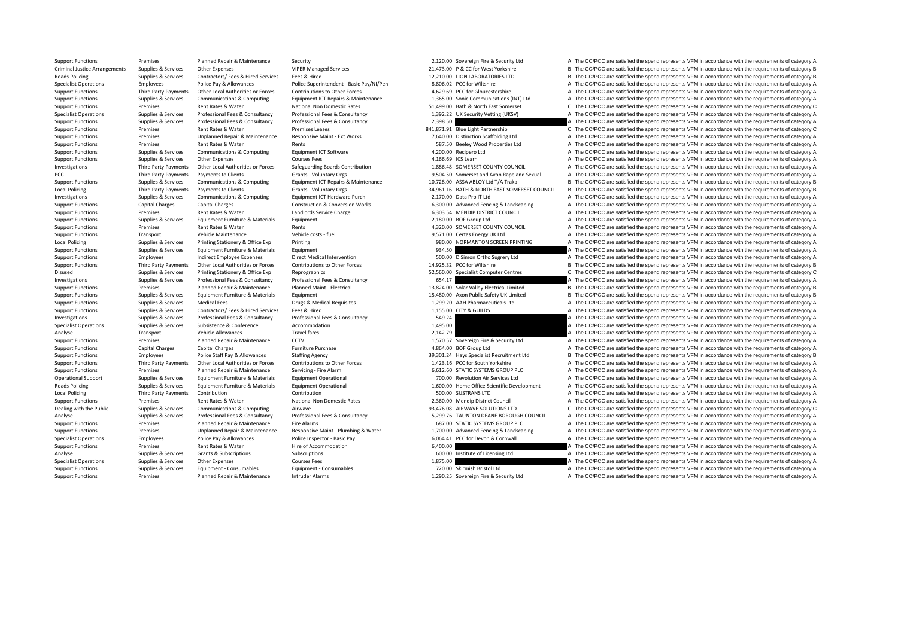| | | | | | | | |
|---|---|---|---|---|---|---|---|
| Support Functions | Premises | Planned Repair & Maintenance | Security | 2,120.00 | Sovereign Fire & Security Ltd | A | The CC/PCC are satisfied the spend represents VFM in accordance with the requirements of category A |
| Criminal Justice Arrangements | Supplies & Services | Other Expenses | VIPER Managed Services | 21,473.00 | P & CC for West Yorkshire | B | The CC/PCC are satisfied the spend represents VFM in accordance with the requirements of category B |
| Roads Policing | Supplies & Services | Contractors/ Fees & Hired Services | Fees & Hired | 12,210.00 | LION LABORATORIES LTD | B | The CC/PCC are satisfied the spend represents VFM in accordance with the requirements of category B |
| Specialist Operations | Employees | Police Pay & Allowances | Police Superintendent - Basic Pay/NI/Pen | 8,806.02 | PCC for Wiltshire | A | The CC/PCC are satisfied the spend represents VFM in accordance with the requirements of category A |
| Support Functions | Third Party Payments | Other Local Authorities or Forces | Contributions to Other Forces | 4,629.69 | PCC for Gloucestershire | A | The CC/PCC are satisfied the spend represents VFM in accordance with the requirements of category A |
| Support Functions | Supplies & Services | Communications & Computing | Equipment ICT Repairs & Maintenance | 1,365.00 | Sonic Communications (INT) Ltd | A | The CC/PCC are satisfied the spend represents VFM in accordance with the requirements of category A |
| Support Functions | Premises | Rent Rates & Water | National Non Domestic Rates | 51,499.00 | Bath & North East Somerset | C | The CC/PCC are satisfied the spend represents VFM in accordance with the requirements of category C |
| Specialist Operations | Supplies & Services | Professional Fees & Consultancy | Professional Fees & Consultancy | 1,392.22 | UK Security Vetting (UKSV) | A | The CC/PCC are satisfied the spend represents VFM in accordance with the requirements of category A |
| Support Functions | Supplies & Services | Professional Fees & Consultancy | Professional Fees & Consultancy | 2,398.50 | | A | The CC/PCC are satisfied the spend represents VFM in accordance with the requirements of category A |
| Support Functions | Premises | Rent Rates & Water | Premises Leases | 841,871.91 | Blue Light Partnership | C | The CC/PCC are satisfied the spend represents VFM in accordance with the requirements of category C |
| Support Functions | Premises | Unplanned Repair & Maintenance | Responsive Maint - Ext Works | 7,640.00 | Distinction Scaffolding Ltd | A | The CC/PCC are satisfied the spend represents VFM in accordance with the requirements of category A |
| Support Functions | Premises | Rent Rates & Water | Rents | 587.50 | Beeley Wood Properties Ltd | A | The CC/PCC are satisfied the spend represents VFM in accordance with the requirements of category A |
| Support Functions | Supplies & Services | Communications & Computing | Equipment ICT Software | 4,200.00 | Recipero Ltd | A | The CC/PCC are satisfied the spend represents VFM in accordance with the requirements of category A |
| Support Functions | Supplies & Services | Other Expenses | Courses Fees | 4,166.69 | ICS Learn | A | The CC/PCC are satisfied the spend represents VFM in accordance with the requirements of category A |
| Investigations | Third Party Payments | Other Local Authorities or Forces | Safeguarding Boards Contribution | 1,886.48 | SOMERSET COUNTY COUNCIL | A | The CC/PCC are satisfied the spend represents VFM in accordance with the requirements of category A |
| PCC | Third Party Payments | Payments to Clients | Grants - Voluntary Orgs | 9,504.50 | Somerset and Avon Rape and Sexual | A | The CC/PCC are satisfied the spend represents VFM in accordance with the requirements of category A |
| Support Functions | Supplies & Services | Communications & Computing | Equipment ICT Repairs & Maintenance | 10,728.00 | ASSA ABLOY Ltd T/A Traka | B | The CC/PCC are satisfied the spend represents VFM in accordance with the requirements of category B |
| Local Policing | Third Party Payments | Payments to Clients | Grants - Voluntary Orgs | 34,961.16 | BATH & NORTH EAST SOMERSET COUNCIL | B | The CC/PCC are satisfied the spend represents VFM in accordance with the requirements of category B |
| Investigations | Supplies & Services | Communications & Computing | Equipment ICT Hardware Purch | 2,170.00 | Data Pro IT Ltd | A | The CC/PCC are satisfied the spend represents VFM in accordance with the requirements of category A |
| Support Functions | Capital Charges | Capital Charges | Construction & Conversion Works | 6,300.00 | Advanced Fencing & Landscaping | A | The CC/PCC are satisfied the spend represents VFM in accordance with the requirements of category A |
| Support Functions | Premises | Rent Rates & Water | Landlords Service Charge | 6,303.54 | MENDIP DISTRICT COUNCIL | A | The CC/PCC are satisfied the spend represents VFM in accordance with the requirements of category A |
| Support Functions | Supplies & Services | Equipment Furniture & Materials | Equipment | 2,180.00 | BOF Group Ltd | A | The CC/PCC are satisfied the spend represents VFM in accordance with the requirements of category A |
| Support Functions | Premises | Rent Rates & Water | Rents | 4,320.00 | SOMERSET COUNTY COUNCIL | A | The CC/PCC are satisfied the spend represents VFM in accordance with the requirements of category A |
| Support Functions | Transport | Vehicle Maintenance | Vehicle costs - fuel | 9,571.00 | Certas Energy UK Ltd | A | The CC/PCC are satisfied the spend represents VFM in accordance with the requirements of category A |
| Local Policing | Supplies & Services | Printing Stationery & Office Exp | Printing | 980.00 | NORMANTON SCREEN PRINTING | A | The CC/PCC are satisfied the spend represents VFM in accordance with the requirements of category A |
| Support Functions | Supplies & Services | Equipment Furniture & Materials | Equipment | 934.50 | | A | The CC/PCC are satisfied the spend represents VFM in accordance with the requirements of category A |
| Support Functions | Employees | Indirect Employee Expenses | Direct Medical Intervention | 500.00 | D Simon Ortho Sugrery Ltd | A | The CC/PCC are satisfied the spend represents VFM in accordance with the requirements of category A |
| Support Functions | Third Party Payments | Other Local Authorities or Forces | Contributions to Other Forces | 14,925.32 | PCC for Wiltshire | B | The CC/PCC are satisfied the spend represents VFM in accordance with the requirements of category B |
| Disused | Supplies & Services | Printing Stationery & Office Exp | Reprographics | 52,560.00 | Specialist Computer Centres | C | The CC/PCC are satisfied the spend represents VFM in accordance with the requirements of category C |
| Investigations | Supplies & Services | Professional Fees & Consultancy | Professional Fees & Consultancy | 654.17 | | A | The CC/PCC are satisfied the spend represents VFM in accordance with the requirements of category A |
| Support Functions | Premises | Planned Repair & Maintenance | Planned Maint - Electrical | 13,824.00 | Solar Valley Electrical Limited | B | The CC/PCC are satisfied the spend represents VFM in accordance with the requirements of category B |
| Support Functions | Supplies & Services | Equipment Furniture & Materials | Equipment | 18,480.00 | Axon Public Safety UK Limited | B | The CC/PCC are satisfied the spend represents VFM in accordance with the requirements of category B |
| Support Functions | Supplies & Services | Medical Fees | Drugs & Medical Requisites | 1,299.20 | AAH Pharmaceuticals Ltd | A | The CC/PCC are satisfied the spend represents VFM in accordance with the requirements of category A |
| Support Functions | Supplies & Services | Contractors/ Fees & Hired Services | Fees & Hired | 1,155.00 | CITY & GUILDS | A | The CC/PCC are satisfied the spend represents VFM in accordance with the requirements of category A |
| Investigations | Supplies & Services | Professional Fees & Consultancy | Professional Fees & Consultancy | 549.24 | | A | The CC/PCC are satisfied the spend represents VFM in accordance with the requirements of category A |
| Specialist Operations | Supplies & Services | Subsistence & Conference | Accommodation | 1,495.00 | | A | The CC/PCC are satisfied the spend represents VFM in accordance with the requirements of category A |
| Analyse | Transport | Vehicle Allowances | Travel fares | -2,142.79 | | A | The CC/PCC are satisfied the spend represents VFM in accordance with the requirements of category A |
| Support Functions | Premises | Planned Repair & Maintenance | CCTV | 1,570.57 | Sovereign Fire & Security Ltd | A | The CC/PCC are satisfied the spend represents VFM in accordance with the requirements of category A |
| Support Functions | Capital Charges | Capital Charges | Furniture Purchase | 4,864.00 | BOF Group Ltd | A | The CC/PCC are satisfied the spend represents VFM in accordance with the requirements of category A |
| Support Functions | Employees | Police Staff Pay & Allowances | Staffing Agency | 39,301.24 | Hays Specialist Recruitment Ltd | B | The CC/PCC are satisfied the spend represents VFM in accordance with the requirements of category B |
| Support Functions | Third Party Payments | Other Local Authorities or Forces | Contributions to Other Forces | 1,423.16 | PCC for South Yorkshire | A | The CC/PCC are satisfied the spend represents VFM in accordance with the requirements of category A |
| Support Functions | Premises | Planned Repair & Maintenance | Servicing - Fire Alarm | 6,612.60 | STATIC SYSTEMS GROUP PLC | A | The CC/PCC are satisfied the spend represents VFM in accordance with the requirements of category A |
| Operational Support | Supplies & Services | Equipment Furniture & Materials | Equipment Operational | 700.00 | Revolution Air Services Ltd | A | The CC/PCC are satisfied the spend represents VFM in accordance with the requirements of category A |
| Roads Policing | Supplies & Services | Equipment Furniture & Materials | Equipment Operational | 1,600.00 | Home Office Scientific Development | A | The CC/PCC are satisfied the spend represents VFM in accordance with the requirements of category A |
| Local Policing | Third Party Payments | Contribution | Contribution | 500.00 | SUSTRANS LTD | A | The CC/PCC are satisfied the spend represents VFM in accordance with the requirements of category A |
| Support Functions | Premises | Rent Rates & Water | National Non Domestic Rates | 2,360.00 | Mendip District Council | A | The CC/PCC are satisfied the spend represents VFM in accordance with the requirements of category A |
| Dealing with the Public | Supplies & Services | Communications & Computing | Airwave | 93,476.08 | AIRWAVE SOLUTIONS LTD | C | The CC/PCC are satisfied the spend represents VFM in accordance with the requirements of category C |
| Analyse | Supplies & Services | Professional Fees & Consultancy | Professional Fees & Consultancy | 5,299.76 | TAUNTON DEANE BOROUGH COUNCIL | A | The CC/PCC are satisfied the spend represents VFM in accordance with the requirements of category A |
| Support Functions | Premises | Planned Repair & Maintenance | Fire Alarms | 687.00 | STATIC SYSTEMS GROUP PLC | A | The CC/PCC are satisfied the spend represents VFM in accordance with the requirements of category A |
| Support Functions | Premises | Unplanned Repair & Maintenance | Responsive Maint - Plumbing & Water | 1,700.00 | Advanced Fencing & Landscaping | A | The CC/PCC are satisfied the spend represents VFM in accordance with the requirements of category A |
| Specialist Operations | Employees | Police Pay & Allowances | Police Inspector - Basic Pay | 6,064.41 | PCC for Devon & Cornwall | A | The CC/PCC are satisfied the spend represents VFM in accordance with the requirements of category A |
| Support Functions | Premises | Rent Rates & Water | Hire of Accommodation | 6,400.00 | | A | The CC/PCC are satisfied the spend represents VFM in accordance with the requirements of category A |
| Analyse | Supplies & Services | Grants & Subscriptions | Subscriptions | 600.00 | Institute of Licensing Ltd | A | The CC/PCC are satisfied the spend represents VFM in accordance with the requirements of category A |
| Specialist Operations | Supplies & Services | Other Expenses | Courses Fees | 1,875.00 | | A | The CC/PCC are satisfied the spend represents VFM in accordance with the requirements of category A |
| Support Functions | Supplies & Services | Equipment - Consumables | Equipment - Consumables | 720.00 | Skirmish Bristol Ltd | A | The CC/PCC are satisfied the spend represents VFM in accordance with the requirements of category A |
| Support Functions | Premises | Planned Repair & Maintenance | Intruder Alarms | 1,290.25 | Sovereign Fire & Security Ltd | A | The CC/PCC are satisfied the spend represents VFM in accordance with the requirements of category A |